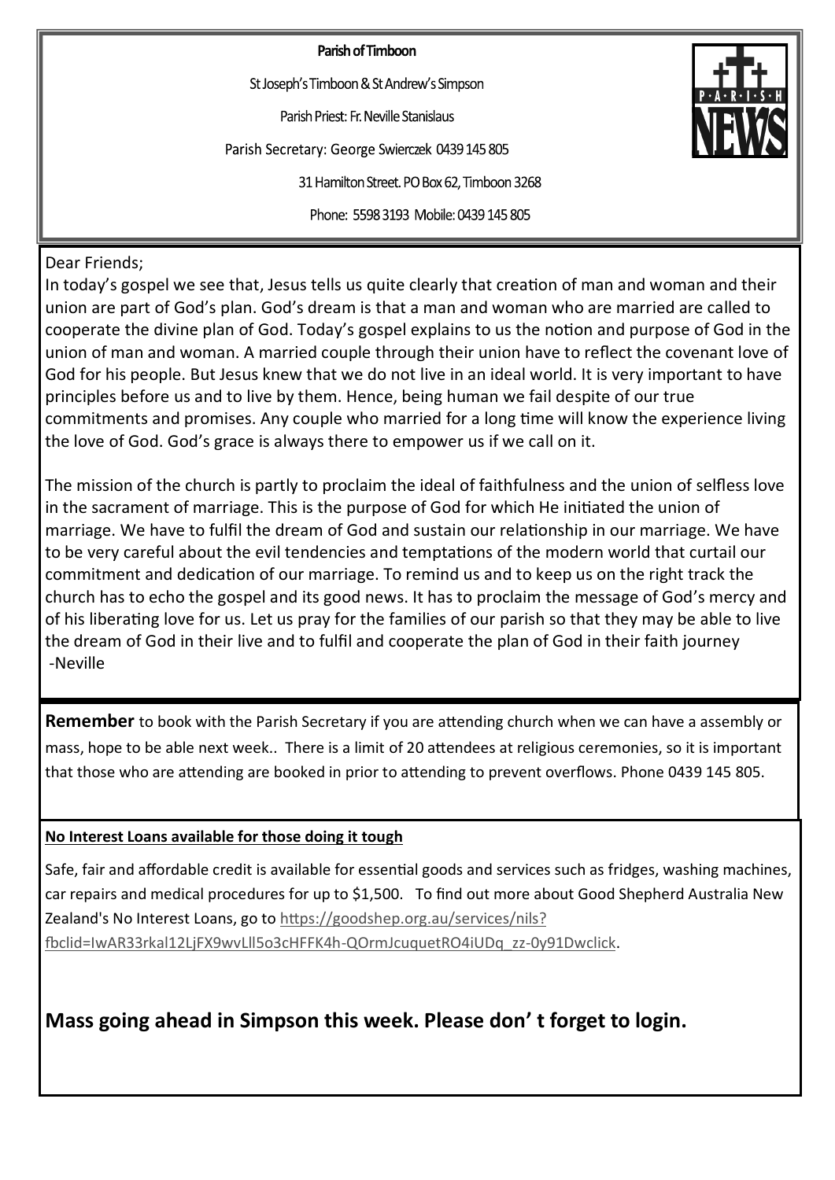**Parish of Timboon**

St Joseph's Timboon & St Andrew's Simpson

Parish Priest: Fr. Neville Stanislaus

Parish Secretary: George Swierczek 0439 145 805

31 Hamilton Street. PO Box 62, Timboon 3268

Phone: 5598 3193 Mobile: 0439 145 805

Dear Friends;

In today's gospel we see that, Jesus tells us quite clearly that creation of man and woman and their union are part of God's plan. God's dream is that a man and woman who are married are called to cooperate the divine plan of God. Today's gospel explains to us the notion and purpose of God in the union of man and woman. A married couple through their union have to reflect the covenant love of God for his people. But Jesus knew that we do not live in an ideal world. It is very important to have principles before us and to live by them. Hence, being human we fail despite of our true commitments and promises. Any couple who married for a long time will know the experience living the love of God. God's grace is always there to empower us if we call on it.

The mission of the church is partly to proclaim the ideal of faithfulness and the union of selfless love in the sacrament of marriage. This is the purpose of God for which He initiated the union of marriage. We have to fulfil the dream of God and sustain our relationship in our marriage. We have to be very careful about the evil tendencies and temptations of the modern world that curtail our commitment and dedication of our marriage. To remind us and to keep us on the right track the church has to echo the gospel and its good news. It has to proclaim the message of God's mercy and of his liberating love for us. Let us pray for the families of our parish so that they may be able to live the dream of God in their live and to fulfil and cooperate the plan of God in their faith journey
-Neville

**Remember** to book with the Parish Secretary if you are attending church when we can have a assembly or mass, hope to be able next week.. There is a limit of 20 attendees at religious ceremonies, so it is important that those who are attending are booked in prior to attending to prevent overflows. Phone 0439 145 805.

**No Interest Loans available for those doing it tough**

Safe, fair and affordable credit is available for essential goods and services such as fridges, washing machines, car repairs and medical procedures for up to $1,500. To find out more about Good Shepherd Australia New Zealand's No Interest Loans, go to https://goodshep.org.au/services/nils?fbclid=IwAR33rkal12LjFX9wvLll5o3cHFFK4h-QOrmJcuquetRO4iUDq_zz-0y91Dwclick.

## Mass going ahead in Simpson this week. Please don' t forget to login.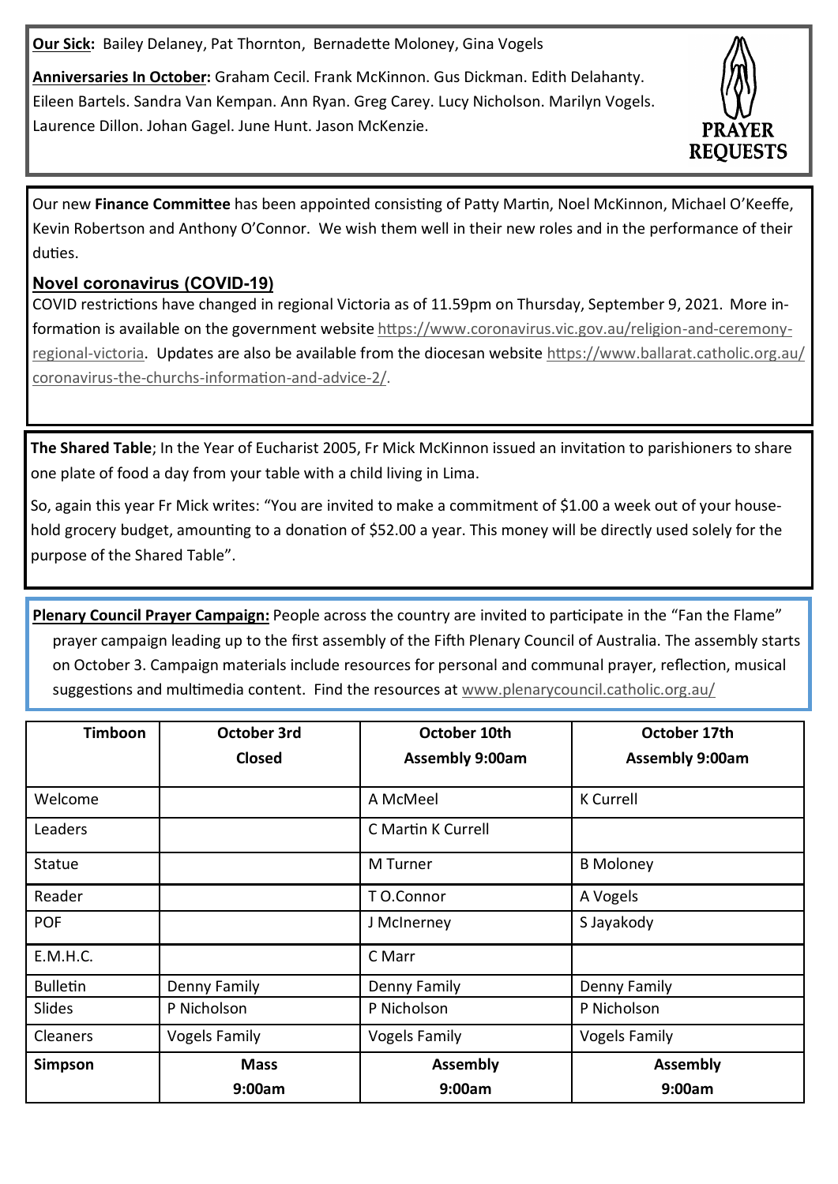**Our Sick:** Bailey Delaney, Pat Thornton, Bernadette Moloney, Gina Vogels

**Anniversaries In October:** Graham Cecil. Frank McKinnon. Gus Dickman. Edith Delahanty. Eileen Bartels. Sandra Van Kempan. Ann Ryan. Greg Carey. Lucy Nicholson. Marilyn Vogels. Laurence Dillon. Johan Gagel. June Hunt. Jason McKenzie.

PRAYER REQUESTS

Our new **Finance Committee** has been appointed consisting of Patty Martin, Noel McKinnon, Michael O'Keeffe, Kevin Robertson and Anthony O'Connor. We wish them well in their new roles and in the performance of their duties.

## Novel coronavirus (COVID-19)

COVID restrictions have changed in regional Victoria as of 11.59pm on Thursday, September 9, 2021. More information is available on the government website https://www.coronavirus.vic.gov.au/religion-and-ceremony-regional-victoria. Updates are also be available from the diocesan website https://www.ballarat.catholic.org.au/coronavirus-the-churchs-information-and-advice-2/.

**The Shared Table**; In the Year of Eucharist 2005, Fr Mick McKinnon issued an invitation to parishioners to share one plate of food a day from your table with a child living in Lima.

So, again this year Fr Mick writes: "You are invited to make a commitment of $1.00 a week out of your household grocery budget, amounting to a donation of $52.00 a year. This money will be directly used solely for the purpose of the Shared Table".

**Plenary Council Prayer Campaign:** People across the country are invited to participate in the "Fan the Flame" prayer campaign leading up to the first assembly of the Fifth Plenary Council of Australia. The assembly starts on October 3. Campaign materials include resources for personal and communal prayer, reflection, musical suggestions and multimedia content. Find the resources at www.plenarycouncil.catholic.org.au/

| **Timboon** | **October 3rd Closed** | **October 10th Assembly 9:00am** | **October 17th Assembly 9:00am** |
|---|---|---|---|
| Welcome | | A McMeel | K Currell |
| Leaders | | C Martin K Currell | |
| Statue | | M Turner | B Moloney |
| Reader | | T O.Connor | A Vogels |
| POF | | J McInerney | S Jayakody |
| E.M.H.C. | | C Marr | |
| Bulletin | Denny Family | Denny Family | Denny Family |
| Slides | P Nicholson | P Nicholson | P Nicholson |
| Cleaners | Vogels Family | Vogels Family | Vogels Family |
| **Simpson** | **Mass 9:00am** | **Assembly 9:00am** | **Assembly 9:00am** |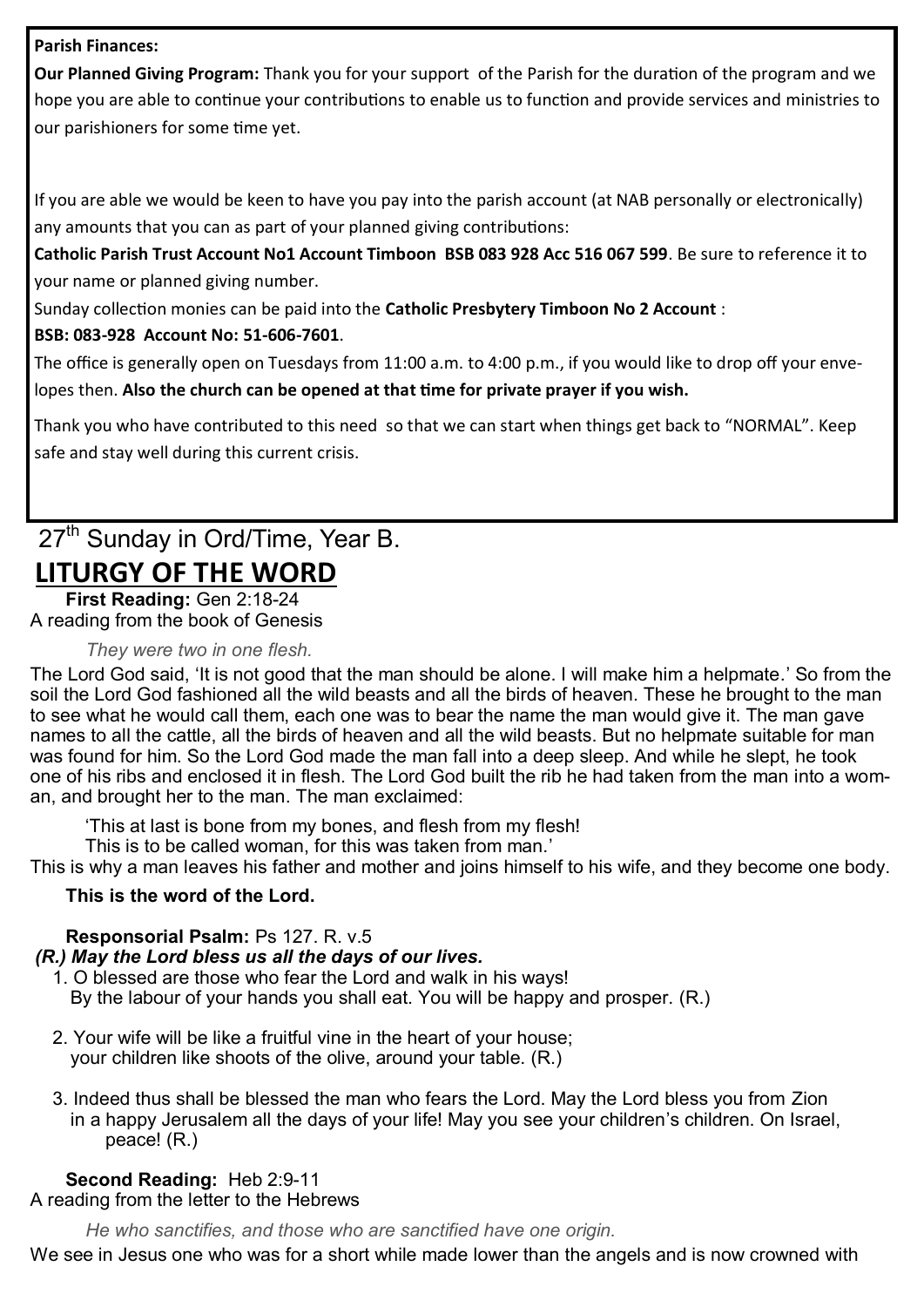**Parish Finances:**

**Our Planned Giving Program:** Thank you for your support of the Parish for the duration of the program and we hope you are able to continue your contributions to enable us to function and provide services and ministries to our parishioners for some time yet.

If you are able we would be keen to have you pay into the parish account (at NAB personally or electronically) any amounts that you can as part of your planned giving contributions:

**Catholic Parish Trust Account No1 Account Timboon BSB 083 928 Acc 516 067 599**. Be sure to reference it to your name or planned giving number.

Sunday collection monies can be paid into the **Catholic Presbytery Timboon No 2 Account** :

**BSB: 083-928 Account No: 51-606-7601**.

The office is generally open on Tuesdays from 11:00 a.m. to 4:00 p.m., if you would like to drop off your envelopes then. **Also the church can be opened at that time for private prayer if you wish.**

Thank you who have contributed to this need so that we can start when things get back to "NORMAL". Keep safe and stay well during this current crisis.

27th Sunday in Ord/Time, Year B.

# LITURGY OF THE WORD

**First Reading:** Gen 2:18-24

A reading from the book of Genesis

*They were two in one flesh.*

The Lord God said, 'It is not good that the man should be alone. I will make him a helpmate.' So from the soil the Lord God fashioned all the wild beasts and all the birds of heaven. These he brought to the man to see what he would call them, each one was to bear the name the man would give it. The man gave names to all the cattle, all the birds of heaven and all the wild beasts. But no helpmate suitable for man was found for him. So the Lord God made the man fall into a deep sleep. And while he slept, he took one of his ribs and enclosed it in flesh. The Lord God built the rib he had taken from the man into a woman, and brought her to the man. The man exclaimed:

'This at last is bone from my bones, and flesh from my flesh!
This is to be called woman, for this was taken from man.'

This is why a man leaves his father and mother and joins himself to his wife, and they become one body.

**This is the word of the Lord.**

**Responsorial Psalm:** Ps 127. R. v.5

***(R.) May the Lord bless us all the days of our lives.***

1. O blessed are those who fear the Lord and walk in his ways!
   By the labour of your hands you shall eat. You will be happy and prosper. (R.)

2. Your wife will be like a fruitful vine in the heart of your house;
   your children like shoots of the olive, around your table. (R.)

3. Indeed thus shall be blessed the man who fears the Lord. May the Lord bless you from Zion in a happy Jerusalem all the days of your life! May you see your children's children. On Israel, peace! (R.)

**Second Reading:** Heb 2:9-11

A reading from the letter to the Hebrews

*He who sanctifies, and those who are sanctified have one origin.*

We see in Jesus one who was for a short while made lower than the angels and is now crowned with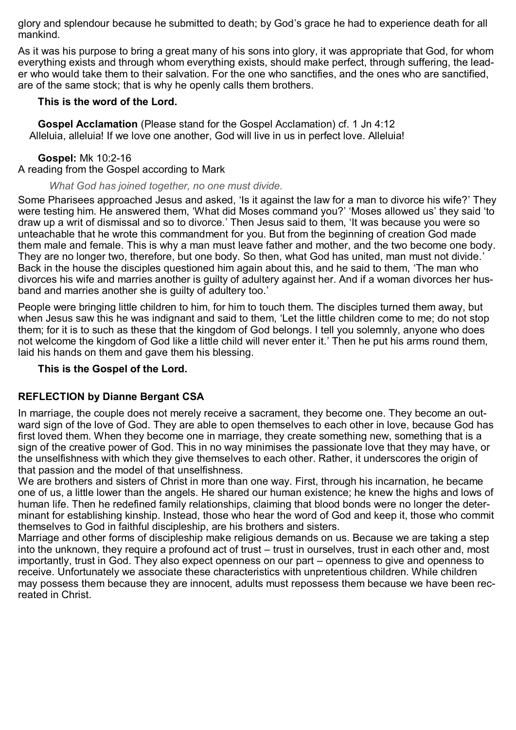glory and splendour because he submitted to death; by God's grace he had to experience death for all mankind.

As it was his purpose to bring a great many of his sons into glory, it was appropriate that God, for whom everything exists and through whom everything exists, should make perfect, through suffering, the leader who would take them to their salvation. For the one who sanctifies, and the ones who are sanctified, are of the same stock; that is why he openly calls them brothers.

**This is the word of the Lord.**

**Gospel Acclamation** (Please stand for the Gospel Acclamation) cf. 1 Jn 4:12
Alleluia, alleluia! If we love one another, God will live in us in perfect love. Alleluia!

**Gospel:** Mk 10:2-16
A reading from the Gospel according to Mark

*What God has joined together, no one must divide.*

Some Pharisees approached Jesus and asked, 'Is it against the law for a man to divorce his wife?' They were testing him. He answered them, 'What did Moses command you?' 'Moses allowed us' they said 'to draw up a writ of dismissal and so to divorce.' Then Jesus said to them, 'It was because you were so unteachable that he wrote this commandment for you. But from the beginning of creation God made them male and female. This is why a man must leave father and mother, and the two become one body. They are no longer two, therefore, but one body. So then, what God has united, man must not divide.' Back in the house the disciples questioned him again about this, and he said to them, 'The man who divorces his wife and marries another is guilty of adultery against her. And if a woman divorces her husband and marries another she is guilty of adultery too.'

People were bringing little children to him, for him to touch them. The disciples turned them away, but when Jesus saw this he was indignant and said to them, 'Let the little children come to me; do not stop them; for it is to such as these that the kingdom of God belongs. I tell you solemnly, anyone who does not welcome the kingdom of God like a little child will never enter it.' Then he put his arms round them, laid his hands on them and gave them his blessing.

**This is the Gospel of the Lord.**

## REFLECTION by Dianne Bergant CSA

In marriage, the couple does not merely receive a sacrament, they become one. They become an outward sign of the love of God. They are able to open themselves to each other in love, because God has first loved them. When they become one in marriage, they create something new, something that is a sign of the creative power of God. This in no way minimises the passionate love that they may have, or the unselfishness with which they give themselves to each other. Rather, it underscores the origin of that passion and the model of that unselfishness.

We are brothers and sisters of Christ in more than one way. First, through his incarnation, he became one of us, a little lower than the angels. He shared our human existence; he knew the highs and lows of human life. Then he redefined family relationships, claiming that blood bonds were no longer the determinant for establishing kinship. Instead, those who hear the word of God and keep it, those who commit themselves to God in faithful discipleship, are his brothers and sisters.

Marriage and other forms of discipleship make religious demands on us. Because we are taking a step into the unknown, they require a profound act of trust – trust in ourselves, trust in each other and, most importantly, trust in God. They also expect openness on our part – openness to give and openness to receive. Unfortunately we associate these characteristics with unpretentious children. While children may possess them because they are innocent, adults must repossess them because we have been recreated in Christ.